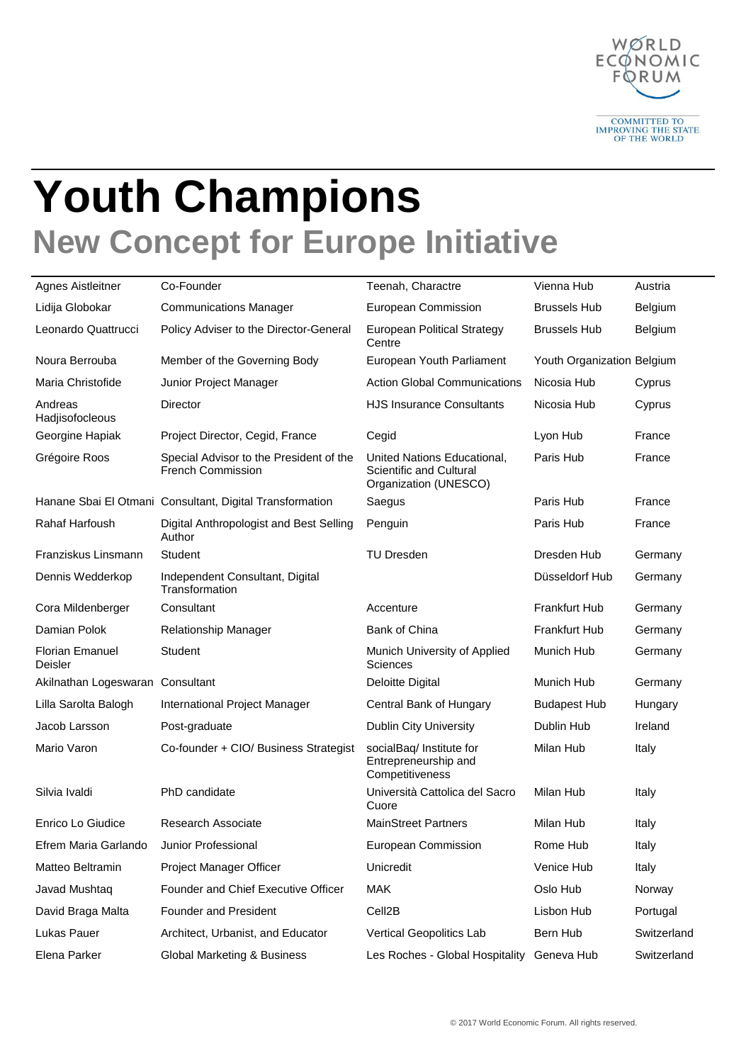# Youth Champions

## New Concept for Europe Initiative

| | | | | |
|---|---|---|---|---|
| Agnes Aistleitner | Co-Founder | Teenah, Charactre | Vienna Hub | Austria |
| Lidija Globokar | Communications Manager | European Commission | Brussels Hub | Belgium |
| Leonardo Quattrucci | Policy Adviser to the Director-General | European Political Strategy Centre | Brussels Hub | Belgium |
| Noura Berrouba | Member of the Governing Body | European Youth Parliament | Youth Organization | Belgium |
| Maria Christofide | Junior Project Manager | Action Global Communications | Nicosia Hub | Cyprus |
| Andreas Hadjisofocleous | Director | HJS Insurance Consultants | Nicosia Hub | Cyprus |
| Georgine Hapiak | Project Director, Cegid, France | Cegid | Lyon Hub | France |
| Grégoire Roos | Special Advisor to the President of the French Commission | United Nations Educational, Scientific and Cultural Organization (UNESCO) | Paris Hub | France |
| Hanane Sbai El Otmani | Consultant, Digital Transformation | Saegus | Paris Hub | France |
| Rahaf Harfoush | Digital Anthropologist and Best Selling Author | Penguin | Paris Hub | France |
| Franziskus Linsmann | Student | TU Dresden | Dresden Hub | Germany |
| Dennis Wedderkop | Independent Consultant, Digital Transformation | | Düsseldorf Hub | Germany |
| Cora Mildenberger | Consultant | Accenture | Frankfurt Hub | Germany |
| Damian Polok | Relationship Manager | Bank of China | Frankfurt Hub | Germany |
| Florian Emanuel Deisler | Student | Munich University of Applied Sciences | Munich Hub | Germany |
| Akilnathan Logeswaran | Consultant | Deloitte Digital | Munich Hub | Germany |
| Lilla Sarolta Balogh | International Project Manager | Central Bank of Hungary | Budapest Hub | Hungary |
| Jacob Larsson | Post-graduate | Dublin City University | Dublin Hub | Ireland |
| Mario Varon | Co-founder + CIO/ Business Strategist | socialBaq/ Institute for Entrepreneurship and Competitiveness | Milan Hub | Italy |
| Silvia Ivaldi | PhD candidate | Università Cattolica del Sacro Cuore | Milan Hub | Italy |
| Enrico Lo Giudice | Research Associate | MainStreet Partners | Milan Hub | Italy |
| Efrem Maria Garlando | Junior Professional | European Commission | Rome Hub | Italy |
| Matteo Beltramin | Project Manager Officer | Unicredit | Venice Hub | Italy |
| Javad Mushtaq | Founder and Chief Executive Officer | MAK | Oslo Hub | Norway |
| David Braga Malta | Founder and President | Cell2B | Lisbon Hub | Portugal |
| Lukas Pauer | Architect, Urbanist, and Educator | Vertical Geopolitics Lab | Bern Hub | Switzerland |
| Elena Parker | Global Marketing & Business | Les Roches - Global Hospitality | Geneva Hub | Switzerland |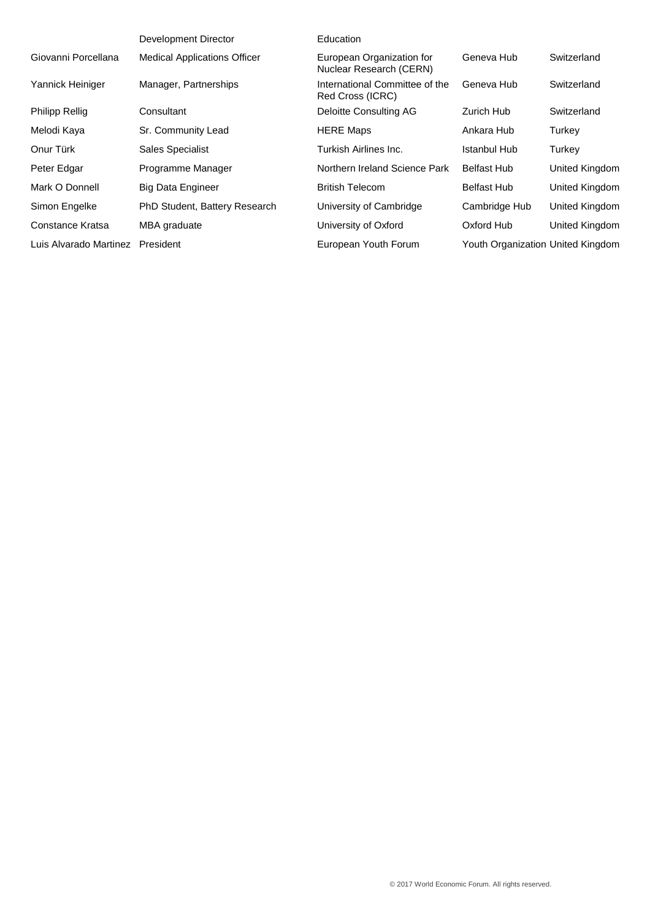| | | | | |
|---|---|---|---|---|
| | Development Director | Education | | |
| Giovanni Porcellana | Medical Applications Officer | European Organization for Nuclear Research (CERN) | Geneva Hub | Switzerland |
| Yannick Heiniger | Manager, Partnerships | International Committee of the Red Cross (ICRC) | Geneva Hub | Switzerland |
| Philipp Rellig | Consultant | Deloitte Consulting AG | Zurich Hub | Switzerland |
| Melodi Kaya | Sr. Community Lead | HERE Maps | Ankara Hub | Turkey |
| Onur Türk | Sales Specialist | Turkish Airlines Inc. | Istanbul Hub | Turkey |
| Peter Edgar | Programme Manager | Northern Ireland Science Park | Belfast Hub | United Kingdom |
| Mark O Donnell | Big Data Engineer | British Telecom | Belfast Hub | United Kingdom |
| Simon Engelke | PhD Student, Battery Research | University of Cambridge | Cambridge Hub | United Kingdom |
| Constance Kratsa | MBA graduate | University of Oxford | Oxford Hub | United Kingdom |
| Luis Alvarado Martinez | President | European Youth Forum | Youth Organization | United Kingdom |

© 2017 World Economic Forum. All rights reserved.